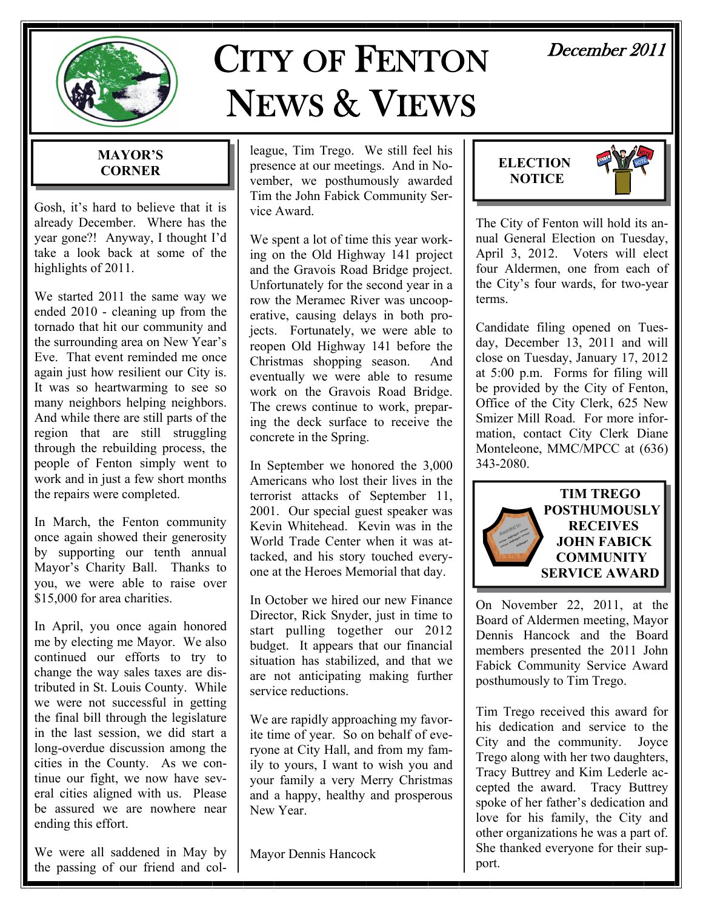# CITY OF FENTON NEWS & VIEWS

*December 2011*

## MAYOR'S CORNER

Gosh, it's hard to believe that it is already December. Where has the year gone?! Anyway, I thought I'd take a look back at some of the highlights of 2011.

We started 2011 the same way we ended 2010 - cleaning up from the tornado that hit our community and the surrounding area on New Year's Eve. That event reminded me once again just how resilient our City is. It was so heartwarming to see so many neighbors helping neighbors. And while there are still parts of the region that are still struggling through the rebuilding process, the people of Fenton simply went to work and in just a few short months the repairs were completed.

In March, the Fenton community once again showed their generosity by supporting our tenth annual Mayor's Charity Ball. Thanks to you, we were able to raise over $15,000 for area charities.

In April, you once again honored me by electing me Mayor. We also continued our efforts to try to change the way sales taxes are distributed in St. Louis County. While we were not successful in getting the final bill through the legislature in the last session, we did start a long-overdue discussion among the cities in the County. As we continue our fight, we now have several cities aligned with us. Please be assured we are nowhere near ending this effort.

We were all saddened in May by the passing of our friend and colleague, Tim Trego. We still feel his presence at our meetings. And in November, we posthumously awarded Tim the John Fabick Community Service Award.

We spent a lot of time this year working on the Old Highway 141 project and the Gravois Road Bridge project. Unfortunately for the second year in a row the Meramec River was uncooperative, causing delays in both projects. Fortunately, we were able to reopen Old Highway 141 before the Christmas shopping season. And eventually we were able to resume work on the Gravois Road Bridge. The crews continue to work, preparing the deck surface to receive the concrete in the Spring.

In September we honored the 3,000 Americans who lost their lives in the terrorist attacks of September 11, 2001. Our special guest speaker was Kevin Whitehead. Kevin was in the World Trade Center when it was attacked, and his story touched everyone at the Heroes Memorial that day.

In October we hired our new Finance Director, Rick Snyder, just in time to start pulling together our 2012 budget. It appears that our financial situation has stabilized, and that we are not anticipating making further service reductions.

We are rapidly approaching my favorite time of year. So on behalf of everyone at City Hall, and from my family to yours, I want to wish you and your family a very Merry Christmas and a happy, healthy and prosperous New Year.

Mayor Dennis Hancock

## ELECTION NOTICE

The City of Fenton will hold its annual General Election on Tuesday, April 3, 2012. Voters will elect four Aldermen, one from each of the City's four wards, for two-year terms.

Candidate filing opened on Tuesday, December 13, 2011 and will close on Tuesday, January 17, 2012 at 5:00 p.m. Forms for filing will be provided by the City of Fenton, Office of the City Clerk, 625 New Smizer Mill Road. For more information, contact City Clerk Diane Monteleone, MMC/MPCC at (636) 343-2080.

## TIM TREGO POSTHUMOUSLY RECEIVES JOHN FABICK COMMUNITY SERVICE AWARD

On November 22, 2011, at the Board of Aldermen meeting, Mayor Dennis Hancock and the Board members presented the 2011 John Fabick Community Service Award posthumously to Tim Trego.

Tim Trego received this award for his dedication and service to the City and the community. Joyce Trego along with her two daughters, Tracy Buttrey and Kim Lederle accepted the award. Tracy Buttrey spoke of her father's dedication and love for his family, the City and other organizations he was a part of. She thanked everyone for their support.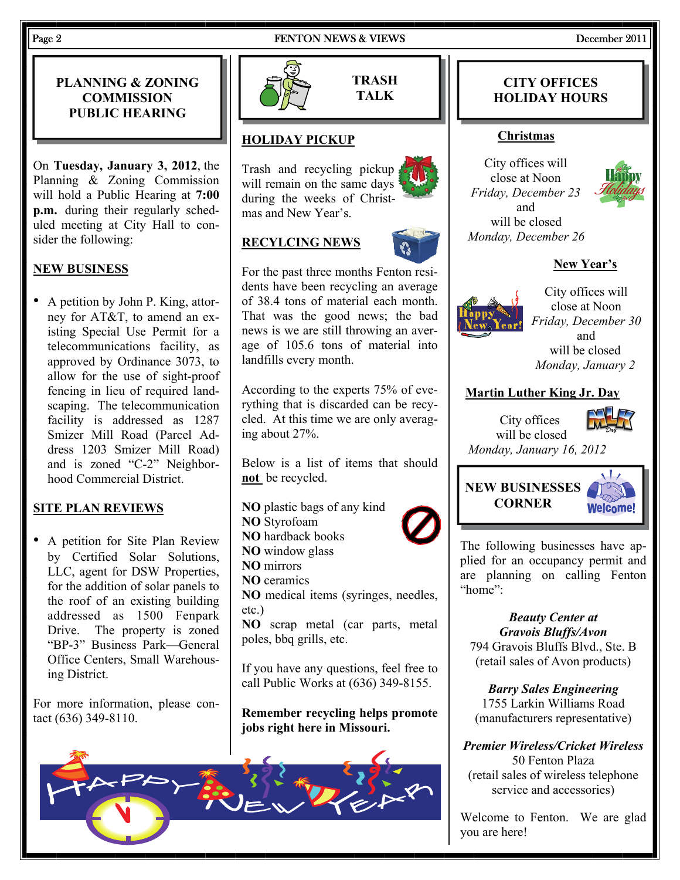## PLANNING & ZONING COMMISSION PUBLIC HEARING

On **Tuesday, January 3, 2012**, the Planning & Zoning Commission will hold a Public Hearing at **7:00 p.m.** during their regularly scheduled meeting at City Hall to consider the following:

### NEW BUSINESS

- A petition by John P. King, attorney for AT&T, to amend an existing Special Use Permit for a telecommunications facility, as approved by Ordinance 3073, to allow for the use of sight-proof fencing in lieu of required landscaping. The telecommunication facility is addressed as 1287 Smizer Mill Road (Parcel Address 1203 Smizer Mill Road) and is zoned "C-2" Neighborhood Commercial District.

### SITE PLAN REVIEWS

- A petition for Site Plan Review by Certified Solar Solutions, LLC, agent for DSW Properties, for the addition of solar panels to the roof of an existing building addressed as 1500 Fenpark Drive. The property is zoned "BP-3" Business Park—General Office Centers, Small Warehousing District.

For more information, please contact (636) 349-8110.

## TRASH TALK

### HOLIDAY PICKUP

Trash and recycling pickup will remain on the same days during the weeks of Christmas and New Year's.

### RECYLCING NEWS

For the past three months Fenton residents have been recycling an average of 38.4 tons of material each month. That was the good news; the bad news is we are still throwing an average of 105.6 tons of material into landfills every month.

According to the experts 75% of everything that is discarded can be recycled. At this time we are only averaging about 27%.

Below is a list of items that should **not** be recycled.

**NO** plastic bags of any kind
**NO** Styrofoam
**NO** hardback books
**NO** window glass
**NO** mirrors
**NO** ceramics
**NO** medical items (syringes, needles, etc.)
**NO** scrap metal (car parts, metal poles, bbq grills, etc.

If you have any questions, feel free to call Public Works at (636) 349-8155.

**Remember recycling helps promote jobs right here in Missouri.**

## CITY OFFICES HOLIDAY HOURS

### Christmas

City offices will close at Noon *Friday, December 23* and will be closed *Monday, December 26*

### New Year's

City offices will close at Noon *Friday, December 30* and will be closed *Monday, January 2*

### Martin Luther King Jr. Day

City offices will be closed *Monday, January 16, 2012*

## NEW BUSINESSES CORNER

The following businesses have applied for an occupancy permit and are planning on calling Fenton "home":

***Beauty Center at Gravois Bluffs/Avon***
794 Gravois Bluffs Blvd., Ste. B
(retail sales of Avon products)

***Barry Sales Engineering***
1755 Larkin Williams Road
(manufacturers representative)

***Premier Wireless/Cricket Wireless***
50 Fenton Plaza
(retail sales of wireless telephone service and accessories)

Welcome to Fenton. We are glad you are here!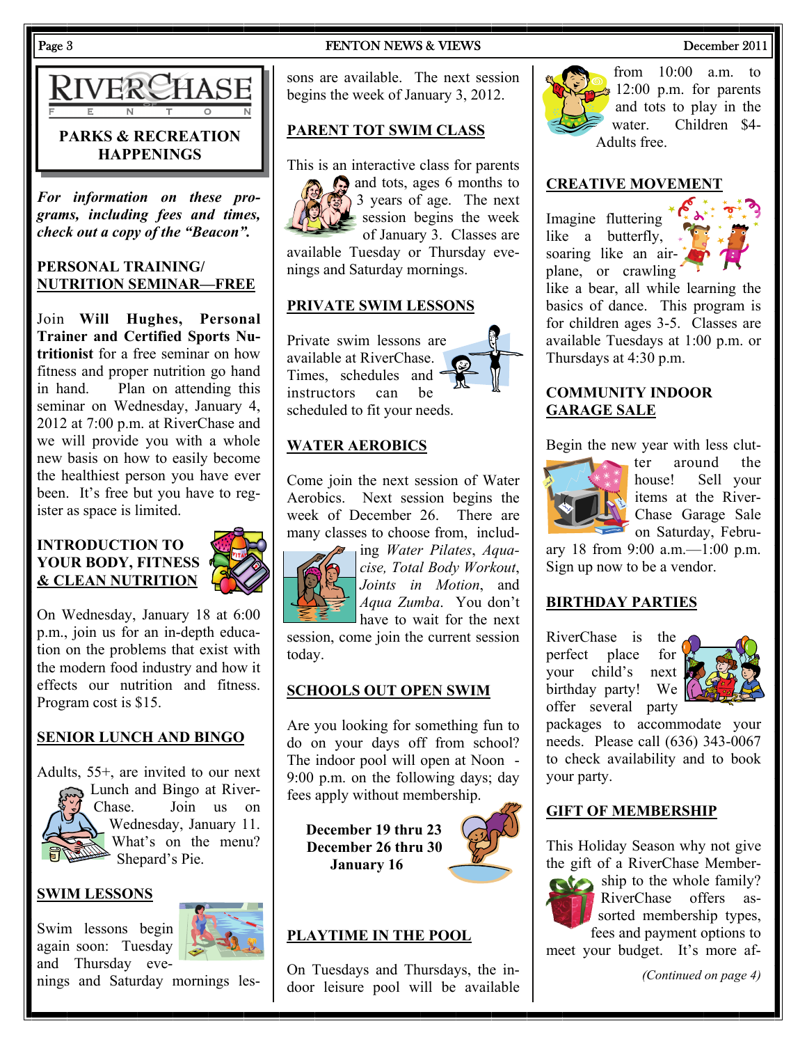# RIVERCHASE
F E N T O N

## PARKS & RECREATION HAPPENINGS

***For information on these programs, including fees and times, check out a copy of the "Beacon".***

### PERSONAL TRAINING/ NUTRITION SEMINAR—FREE

Join **Will Hughes, Personal Trainer and Certified Sports Nutritionist** for a free seminar on how fitness and proper nutrition go hand in hand. Plan on attending this seminar on Wednesday, January 4, 2012 at 7:00 p.m. at RiverChase and we will provide you with a whole new basis on how to easily become the healthiest person you have ever been. It's free but you have to register as space is limited.

### INTRODUCTION TO YOUR BODY, FITNESS & CLEAN NUTRITION

On Wednesday, January 18 at 6:00 p.m., join us for an in-depth education on the problems that exist with the modern food industry and how it effects our nutrition and fitness. Program cost is $15.

### SENIOR LUNCH AND BINGO

Adults, 55+, are invited to our next Lunch and Bingo at RiverChase. Join us on Wednesday, January 11. What's on the menu? Shepard's Pie.

### SWIM LESSONS

Swim lessons begin again soon: Tuesday and Thursday evenings and Saturday mornings lessons are available. The next session begins the week of January 3, 2012.

### PARENT TOT SWIM CLASS

This is an interactive class for parents and tots, ages 6 months to 3 years of age. The next session begins the week of January 3. Classes are available Tuesday or Thursday evenings and Saturday mornings.

### PRIVATE SWIM LESSONS

Private swim lessons are available at RiverChase. Times, schedules and instructors can be scheduled to fit your needs.

### WATER AEROBICS

Come join the next session of Water Aerobics. Next session begins the week of December 26. There are many classes to choose from, including *Water Pilates*, *Aquacise, Total Body Workout*, *Joints in Motion*, and *Aqua Zumba*. You don't have to wait for the next session, come join the current session today.

### SCHOOLS OUT OPEN SWIM

Are you looking for something fun to do on your days off from school? The indoor pool will open at Noon - 9:00 p.m. on the following days; day fees apply without membership.

**December 19 thru 23**
**December 26 thru 30**
**January 16**

### PLAYTIME IN THE POOL

On Tuesdays and Thursdays, the indoor leisure pool will be available from 10:00 a.m. to 12:00 p.m. for parents and tots to play in the water. Children $4-Adults free.

### CREATIVE MOVEMENT

Imagine fluttering like a butterfly, soaring like an airplane, or crawling like a bear, all while learning the basics of dance. This program is for children ages 3-5. Classes are available Tuesdays at 1:00 p.m. or Thursdays at 4:30 p.m.

### COMMUNITY INDOOR GARAGE SALE

Begin the new year with less clutter around the house! Sell your items at the RiverChase Garage Sale on Saturday, February 18 from 9:00 a.m.—1:00 p.m. Sign up now to be a vendor.

### BIRTHDAY PARTIES

RiverChase is the perfect place for your child's next birthday party! We offer several party packages to accommodate your needs. Please call (636) 343-0067 to check availability and to book your party.

### GIFT OF MEMBERSHIP

This Holiday Season why not give the gift of a RiverChase Membership to the whole family? RiverChase offers assorted membership types, fees and payment options to meet your budget. It's more af-

*(Continued on page 4)*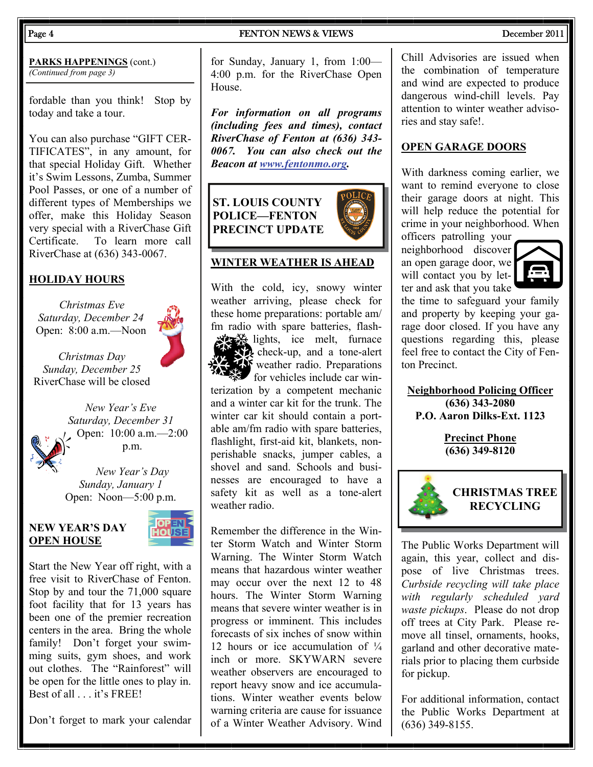**PARKS HAPPENINGS** (cont.)
*(Continued from page 3)*

fordable than you think! Stop by today and take a tour.

You can also purchase "GIFT CERTIFICATES", in any amount, for that special Holiday Gift. Whether it's Swim Lessons, Zumba, Summer Pool Passes, or one of a number of different types of Memberships we offer, make this Holiday Season very special with a RiverChase Gift Certificate. To learn more call RiverChase at (636) 343-0067.

## HOLIDAY HOURS

*Christmas Eve*
*Saturday, December 24*
Open: 8:00 a.m.—Noon

*Christmas Day*
*Sunday, December 25*
RiverChase will be closed

*New Year's Eve*
*Saturday, December 31*
Open: 10:00 a.m.—2:00 p.m.

*New Year's Day*
*Sunday, January 1*
Open: Noon—5:00 p.m.

## NEW YEAR'S DAY OPEN HOUSE

Start the New Year off right, with a free visit to RiverChase of Fenton. Stop by and tour the 71,000 square foot facility that for 13 years has been one of the premier recreation centers in the area. Bring the whole family! Don't forget your swimming suits, gym shoes, and work out clothes. The "Rainforest" will be open for the little ones to play in. Best of all . . . it's FREE!

Don't forget to mark your calendar for Sunday, January 1, from 1:00—4:00 p.m. for the RiverChase Open House.

***For information on all programs (including fees and times), contact RiverChase of Fenton at (636) 343-0067. You can also check out the Beacon at www.fentonmo.org.***

## ST. LOUIS COUNTY POLICE—FENTON PRECINCT UPDATE

### WINTER WEATHER IS AHEAD

With the cold, icy, snowy winter weather arriving, please check for these home preparations: portable am/fm radio with spare batteries, flashlights, ice melt, furnace check-up, and a tone-alert weather radio. Preparations for vehicles include car winterization by a competent mechanic and a winter car kit for the trunk. The winter car kit should contain a portable am/fm radio with spare batteries, flashlight, first-aid kit, blankets, non-perishable snacks, jumper cables, a shovel and sand. Schools and businesses are encouraged to have a safety kit as well as a tone-alert weather radio.

Remember the difference in the Winter Storm Watch and Winter Storm Warning. The Winter Storm Watch means that hazardous winter weather may occur over the next 12 to 48 hours. The Winter Storm Warning means that severe winter weather is in progress or imminent. This includes forecasts of six inches of snow within 12 hours or ice accumulation of ¼ inch or more. SKYWARN severe weather observers are encouraged to report heavy snow and ice accumulations. Winter weather events below warning criteria are cause for issuance of a Winter Weather Advisory. Wind Chill Advisories are issued when the combination of temperature and wind are expected to produce dangerous wind-chill levels. Pay attention to winter weather advisories and stay safe!.

### OPEN GARAGE DOORS

With darkness coming earlier, we want to remind everyone to close their garage doors at night. This will help reduce the potential for crime in your neighborhood. When officers patrolling your neighborhood discover an open garage door, we will contact you by letter and ask that you take the time to safeguard your family and property by keeping your garage door closed. If you have any questions regarding this, please feel free to contact the City of Fenton Precinct.

**Neighborhood Policing Officer**
**(636) 343-2080**
**P.O. Aaron Dilks-Ext. 1123**

**Precinct Phone**
**(636) 349-8120**

## CHRISTMAS TREE RECYCLING

The Public Works Department will again, this year, collect and dispose of live Christmas trees. *Curbside recycling will take place with regularly scheduled yard waste pickups*. Please do not drop off trees at City Park. Please remove all tinsel, ornaments, hooks, garland and other decorative materials prior to placing them curbside for pickup.

For additional information, contact the Public Works Department at (636) 349-8155.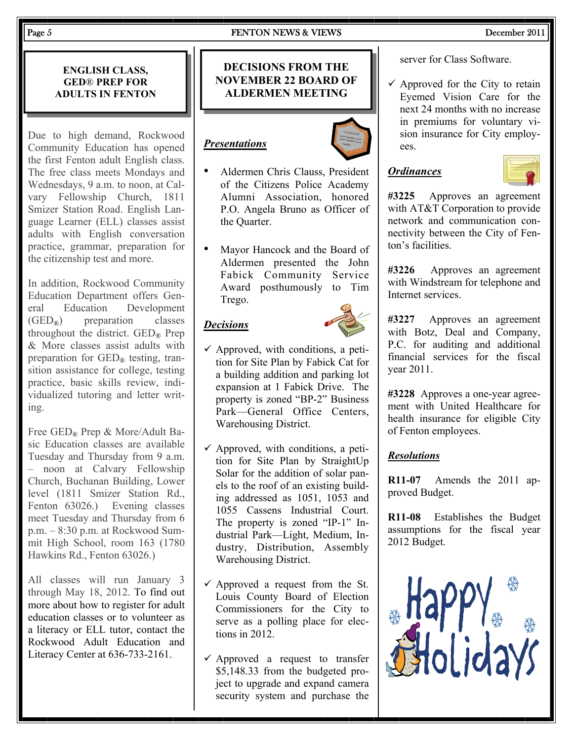## ENGLISH CLASS, GED® PREP FOR ADULTS IN FENTON

Due to high demand, Rockwood Community Education has opened the first Fenton adult English class. The free class meets Mondays and Wednesdays, 9 a.m. to noon, at Calvary Fellowship Church, 1811 Smizer Station Road. English Language Learner (ELL) classes assist adults with English conversation practice, grammar, preparation for the citizenship test and more.

In addition, Rockwood Community Education Department offers General Education Development (GED®) preparation classes throughout the district. GED® Prep & More classes assist adults with preparation for GED® testing, transition assistance for college, testing practice, basic skills review, individualized tutoring and letter writing.

Free GED® Prep & More/Adult Basic Education classes are available Tuesday and Thursday from 9 a.m. – noon at Calvary Fellowship Church, Buchanan Building, Lower level (1811 Smizer Station Rd., Fenton 63026.) Evening classes meet Tuesday and Thursday from 6 p.m. – 8:30 p.m. at Rockwood Summit High School, room 163 (1780 Hawkins Rd., Fenton 63026.)

All classes will run January 3 through May 18, 2012. To find out more about how to register for adult education classes or to volunteer as a literacy or ELL tutor, contact the Rockwood Adult Education and Literacy Center at 636-733-2161.

## DECISIONS FROM THE NOVEMBER 22 BOARD OF ALDERMEN MEETING

### *Presentations*

- Aldermen Chris Clauss, President of the Citizens Police Academy Alumni Association, honored P.O. Angela Bruno as Officer of the Quarter.
- Mayor Hancock and the Board of Aldermen presented the John Fabick Community Service Award posthumously to Tim Trego.

### *Decisions*

- ✓ Approved, with conditions, a petition for Site Plan by Fabick Cat for a building addition and parking lot expansion at 1 Fabick Drive. The property is zoned "BP-2" Business Park—General Office Centers, Warehousing District.
- ✓ Approved, with conditions, a petition for Site Plan by StraightUp Solar for the addition of solar panels to the addition of an existing building addressed as 1051, 1053 and 1055 Cassens Industrial Court. The property is zoned "IP-1" Industrial Park—Light, Medium, Industry, Distribution, Assembly Warehousing District.
- ✓ Approved a request from the St. Louis County Board of Election Commissioners for the City to serve as a polling place for elections in 2012.
- ✓ Approved a request to transfer $5,148.33 from the budgeted project to upgrade and expand camera security system and purchase the server for Class Software.
- ✓ Approved for the City to retain Eyemed Vision Care for the next 24 months with no increase in premiums for voluntary vision insurance for City employees.

### *Ordinances*

**#3225** Approves an agreement with AT&T Corporation to provide network and communication connectivity between the City of Fenton's facilities.

**#3226** Approves an agreement with Windstream for telephone and Internet services.

**#3227** Approves an agreement with Botz, Deal and Company, P.C. for auditing and additional financial services for the fiscal year 2011.

**#3228** Approves a one-year agreement with United Healthcare for health insurance for eligible City of Fenton employees.

### *Resolutions*

**R11-07** Amends the 2011 approved Budget.

**R11-08** Establishes the Budget assumptions for the fiscal year 2012 Budget.

Happy Holidays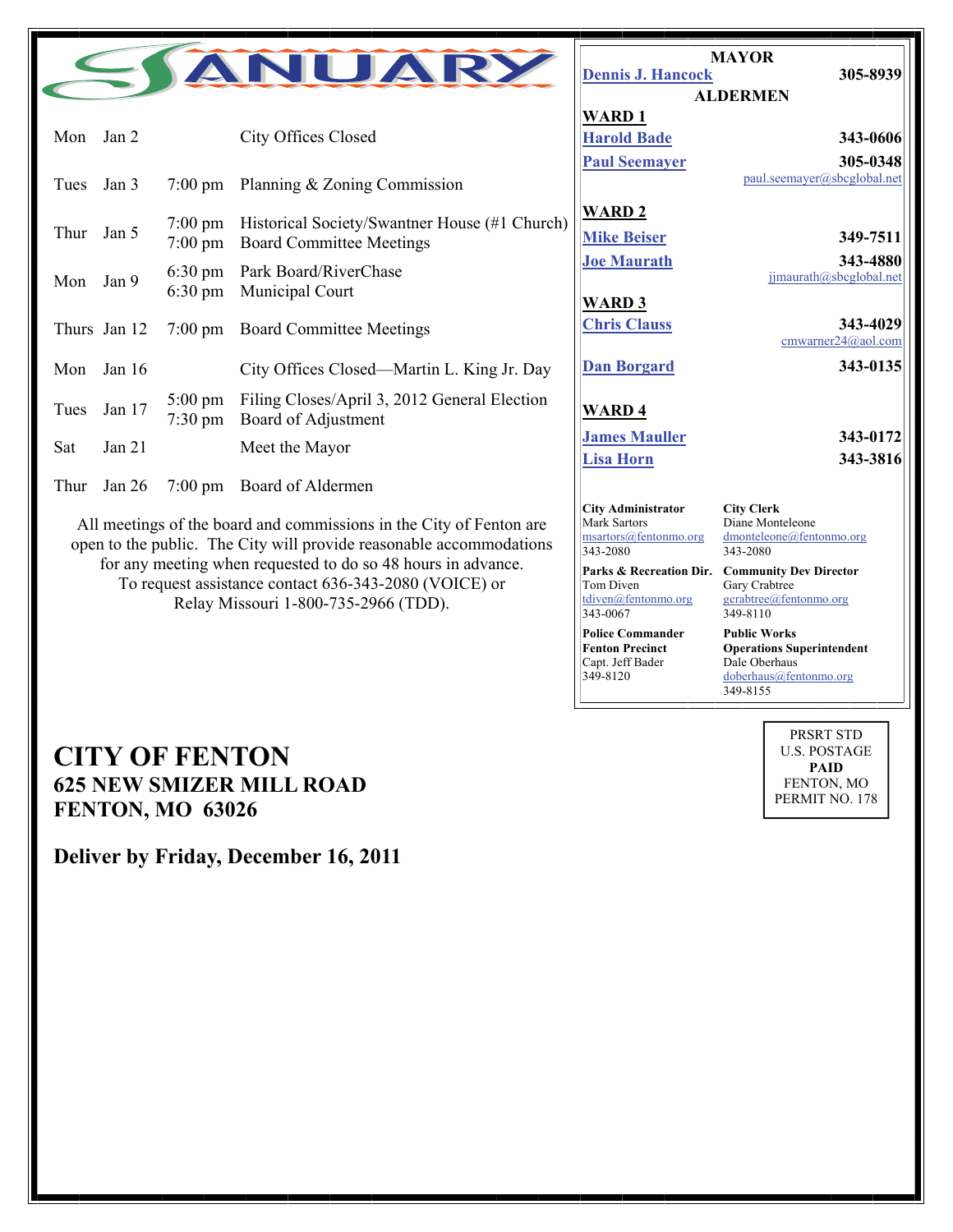# JANUARY

| | | | |
|---|---|---|---|
| Mon | Jan 2 | | City Offices Closed |
| Tues | Jan 3 | 7:00 pm | Planning & Zoning Commission |
| Thur | Jan 5 | 7:00 pm<br>7:00 pm | Historical Society/Swantner House (#1 Church)<br>Board Committee Meetings |
| Mon | Jan 9 | 6:30 pm<br>6:30 pm | Park Board/RiverChase<br>Municipal Court |
| Thurs | Jan 12 | 7:00 pm | Board Committee Meetings |
| Mon | Jan 16 | | City Offices Closed—Martin L. King Jr. Day |
| Tues | Jan 17 | 5:00 pm<br>7:30 pm | Filing Closes/April 3, 2012 General Election<br>Board of Adjustment |
| Sat | Jan 21 | | Meet the Mayor |
| Thur | Jan 26 | 7:00 pm | Board of Aldermen |

All meetings of the board and commissions in the City of Fenton are open to the public. The City will provide reasonable accommodations for any meeting when requested to do so 48 hours in advance. To request assistance contact 636-343-2080 (VOICE) or Relay Missouri 1-800-735-2966 (TDD).

**MAYOR**

**Dennis J. Hancock** **305-8939**

**ALDERMEN**

**WARD 1**

**Harold Bade** **343-0606**

**Paul Seemayer** **305-0348**
paul.seemayer@sbcglobal.net

**WARD 2**

**Mike Beiser** **349-7511**

**Joe Maurath** **343-4880**
jjmaurath@sbcglobal.net

**WARD 3**

**Chris Clauss** **343-4029**
cmwarner24@aol.com

**Dan Borgard** **343-0135**

**WARD 4**

**James Mauller** **343-0172**

**Lisa Horn** **343-3816**

**City Administrator**
Mark Sartors
msartors@fentonmo.org
343-2080

**City Clerk**
Diane Monteleone
dmonteleone@fentonmo.org
343-2080

**Parks & Recreation Dir.**
Tom Diven
tdiven@fentonmo.org
343-0067

**Community Dev Director**
Gary Crabtree
gcrabtree@fentonmo.org
349-8110

**Police Commander**
**Fenton Precinct**
Capt. Jeff Bader
349-8120

**Public Works**
**Operations Superintendent**
Dale Oberhaus
doberhaus@fentonmo.org
349-8155

## CITY OF FENTON
### 625 NEW SMIZER MILL ROAD
### FENTON, MO 63026

PRSRT STD
U.S. POSTAGE
**PAID**
FENTON, MO
PERMIT NO. 178

**Deliver by Friday, December 16, 2011**